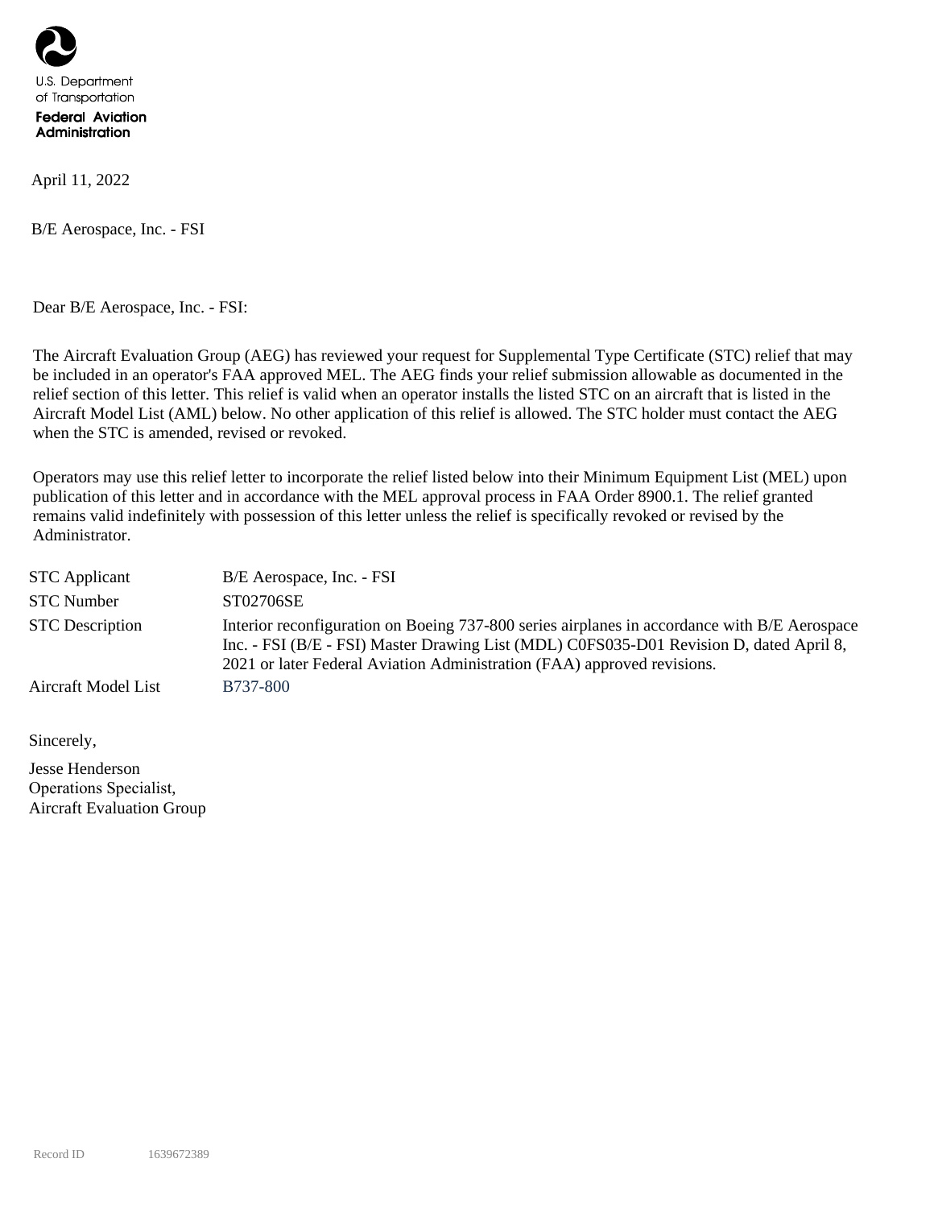U.S. Department of Transportation
**Federal Aviation Administration**

April 11, 2022

B/E Aerospace, Inc. - FSI

Dear B/E Aerospace, Inc. - FSI:

The Aircraft Evaluation Group (AEG) has reviewed your request for Supplemental Type Certificate (STC) relief that may be included in an operator's FAA approved MEL. The AEG finds your relief submission allowable as documented in the relief section of this letter. This relief is valid when an operator installs the listed STC on an aircraft that is listed in the Aircraft Model List (AML) below. No other application of this relief is allowed. The STC holder must contact the AEG when the STC is amended, revised or revoked.

Operators may use this relief letter to incorporate the relief listed below into their Minimum Equipment List (MEL) upon publication of this letter and in accordance with the MEL approval process in FAA Order 8900.1. The relief granted remains valid indefinitely with possession of this letter unless the relief is specifically revoked or revised by the Administrator.

| | |
|---|---|
| STC Applicant | B/E Aerospace, Inc. - FSI |
| STC Number | ST02706SE |
| STC Description | Interior reconfiguration on Boeing 737-800 series airplanes in accordance with B/E Aerospace Inc. - FSI (B/E - FSI) Master Drawing List (MDL) C0FS035-D01 Revision D, dated April 8, 2021 or later Federal Aviation Administration (FAA) approved revisions. |
| Aircraft Model List | B737-800 |

Sincerely,

Jesse Henderson
Operations Specialist,
Aircraft Evaluation Group

Record ID 1639672389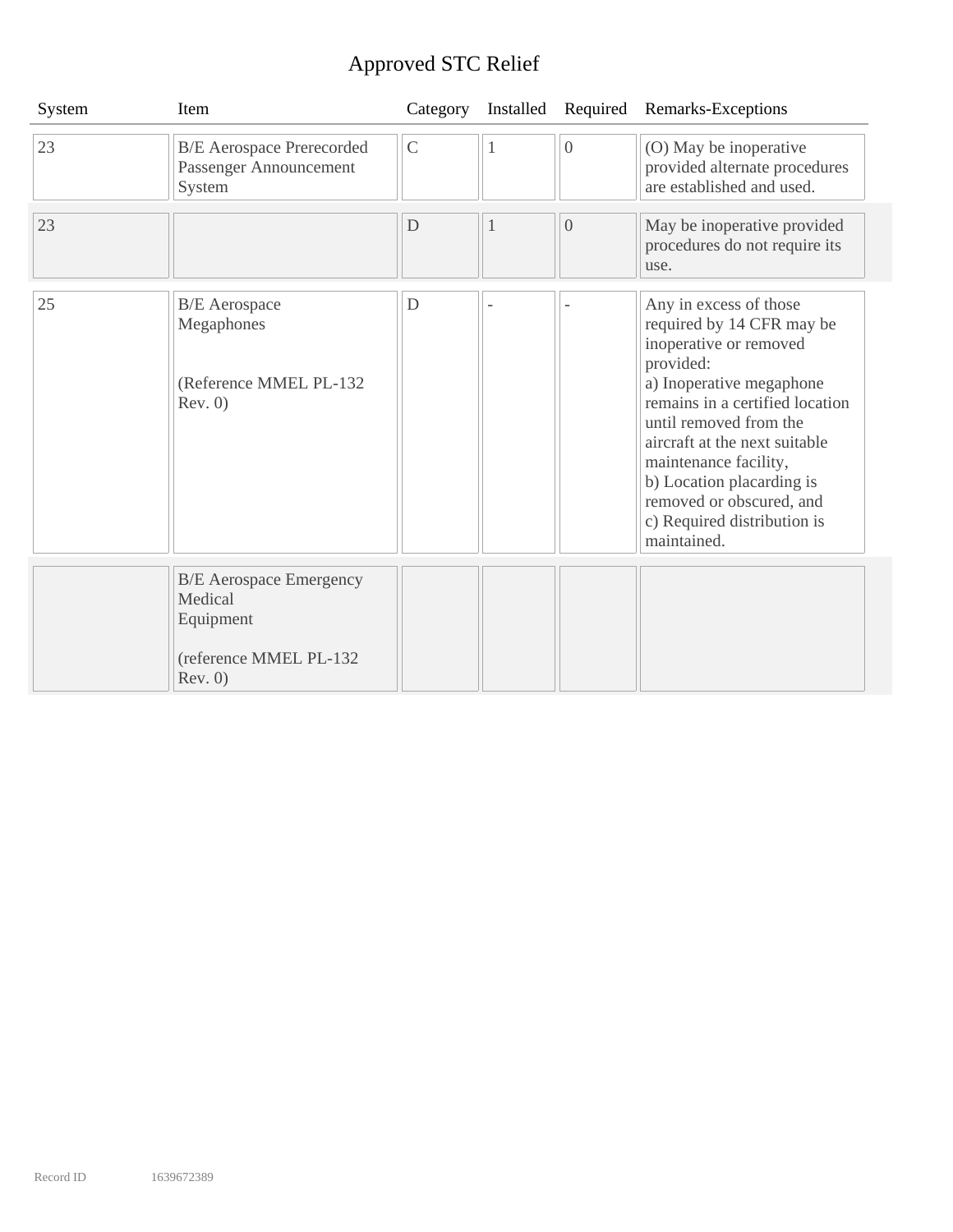# Approved STC Relief

| System | Item | Category | Installed | Required | Remarks-Exceptions |
|---|---|---|---|---|---|
| 23 | B/E Aerospace Prerecorded Passenger Announcement System | C | 1 | 0 | (O) May be inoperative provided alternate procedures are established and used. |
| 23 | | D | 1 | 0 | May be inoperative provided procedures do not require its use. |
| 25 | B/E Aerospace Megaphones<br><br>(Reference MMEL PL-132 Rev. 0) | D | - | - | Any in excess of those required by 14 CFR may be inoperative or removed provided:<br>a) Inoperative megaphone remains in a certified location until removed from the aircraft at the next suitable maintenance facility,<br>b) Location placarding is removed or obscured, and<br>c) Required distribution is maintained. |
| | B/E Aerospace Emergency Medical Equipment<br><br>(reference MMEL PL-132 Rev. 0) | | | | |

Record ID 1639672389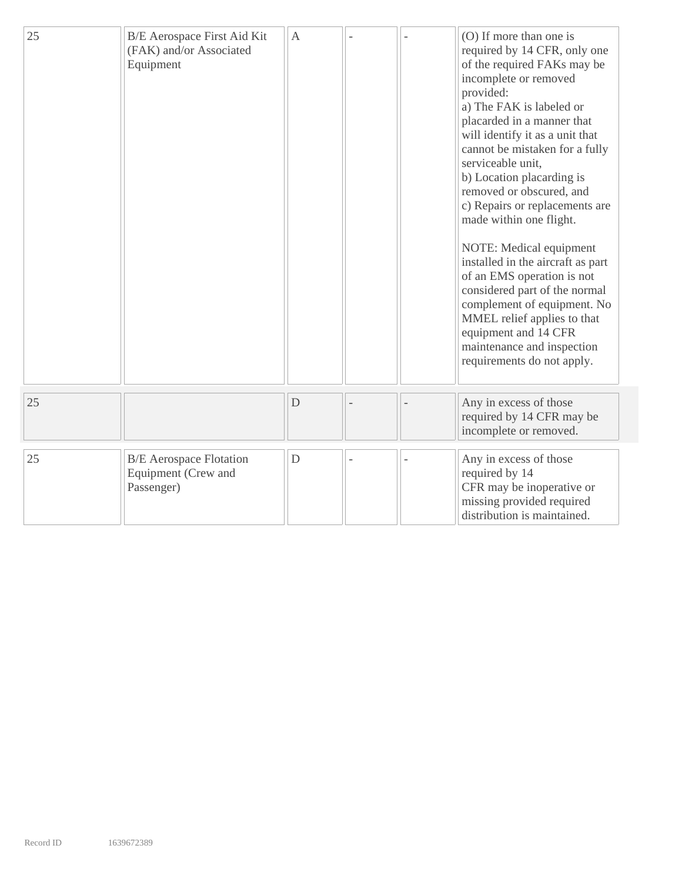| | | | | | |
|---|---|---|---|---|---|
| 25 | B/E Aerospace First Aid Kit (FAK) and/or Associated Equipment | A | - | - | (O) If more than one is required by 14 CFR, only one of the required FAKs may be incomplete or removed provided:<br>a) The FAK is labeled or placarded in a manner that will identify it as a unit that cannot be mistaken for a fully serviceable unit,<br>b) Location placarding is removed or obscured, and<br>c) Repairs or replacements are made within one flight.<br><br>NOTE: Medical equipment installed in the aircraft as part of an EMS operation is not considered part of the normal complement of equipment. No MMEL relief applies to that equipment and 14 CFR maintenance and inspection requirements do not apply. |
| 25 | | D | - | - | Any in excess of those required by 14 CFR may be incomplete or removed. |
| 25 | B/E Aerospace Flotation Equipment (Crew and Passenger) | D | - | - | Any in excess of those required by 14 CFR may be inoperative or missing provided required distribution is maintained. |

Record ID 1639672389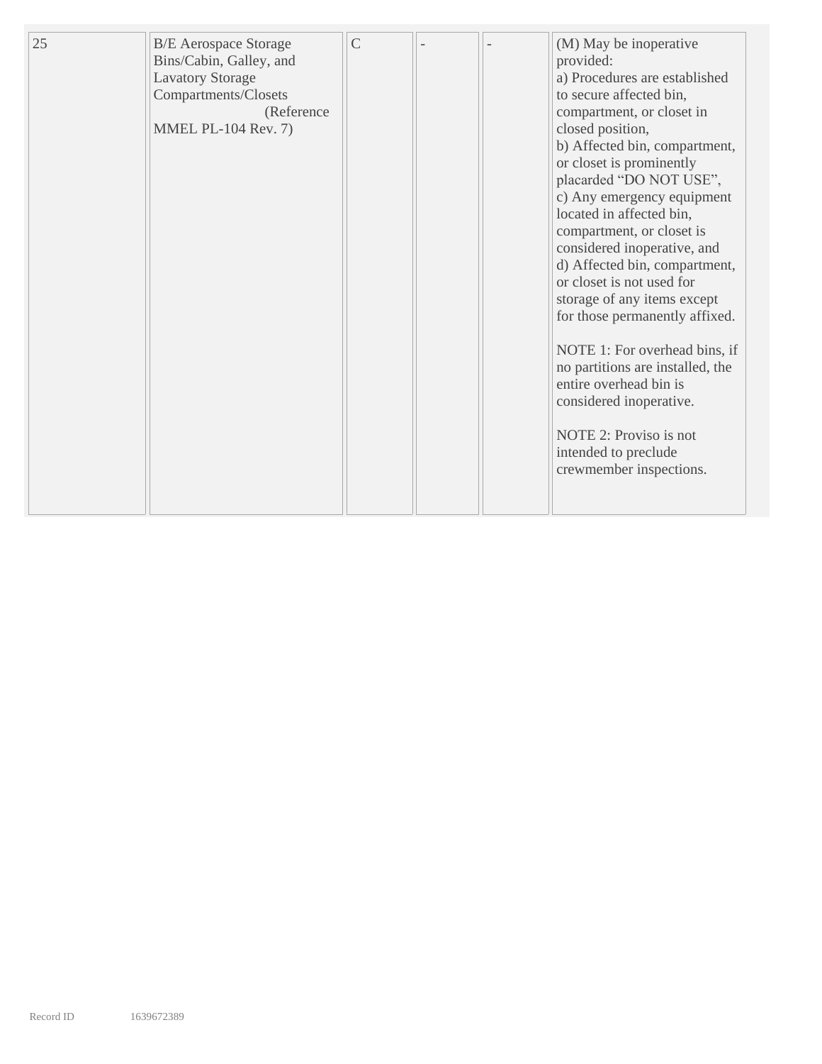| 25 | B/E Aerospace Storage Bins/Cabin, Galley, and Lavatory Storage Compartments/Closets (Reference MMEL PL-104 Rev. 7) | C | - | - | (M) May be inoperative provided:<br>a) Procedures are established to secure affected bin, compartment, or closet in closed position,<br>b) Affected bin, compartment, or closet is prominently placarded “DO NOT USE”,<br>c) Any emergency equipment located in affected bin, compartment, or closet is considered inoperative, and<br>d) Affected bin, compartment, or closet is not used for storage of any items except for those permanently affixed.<br><br>NOTE 1: For overhead bins, if no partitions are installed, the entire overhead bin is considered inoperative.<br><br>NOTE 2: Proviso is not intended to preclude crewmember inspections. |
|---|---|---|---|---|---|

Record ID 1639672389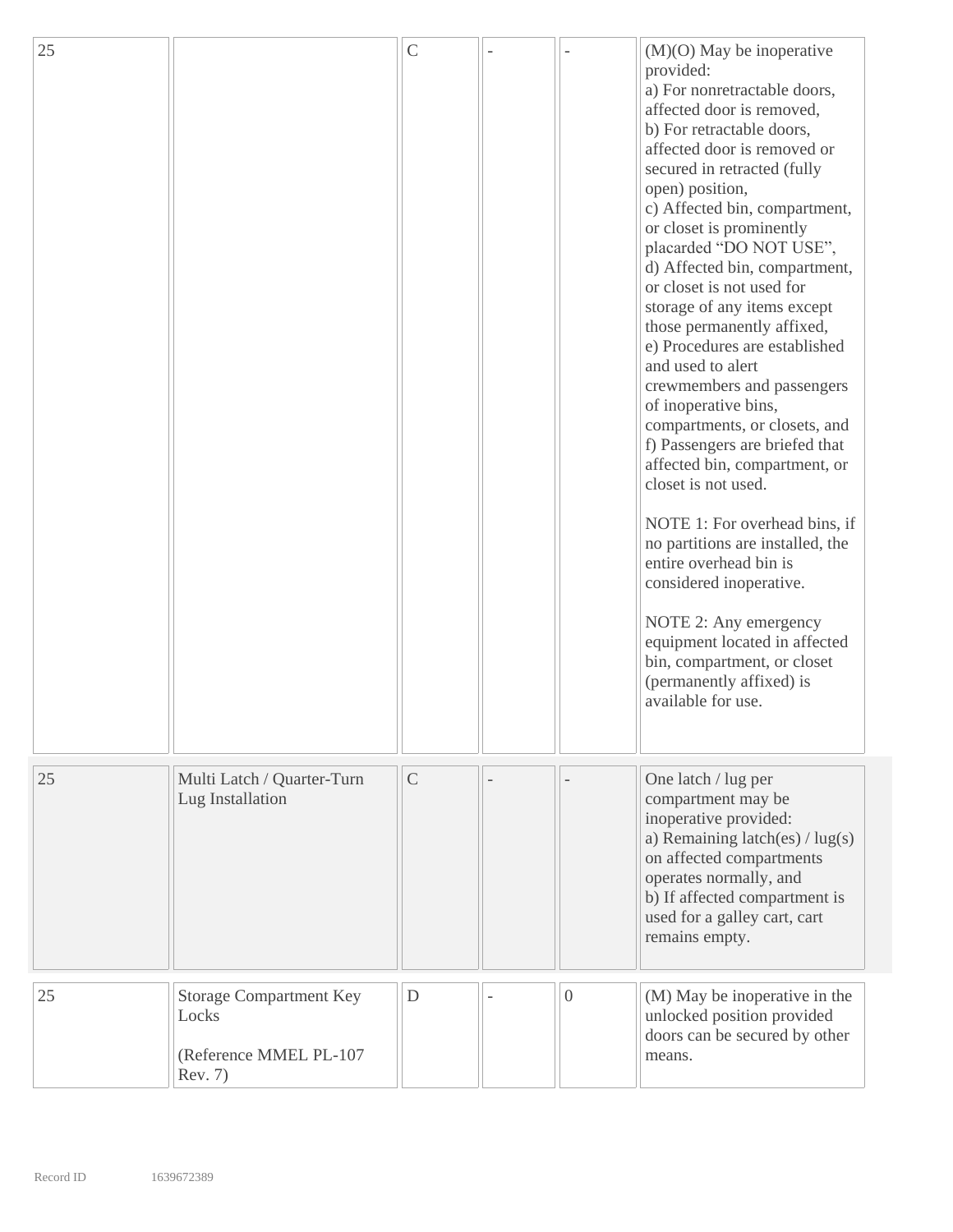| | | | | | |
|---|---|---|---|---|---|
| 25 | | C | - | - | (M)(O) May be inoperative provided:<br>a) For nonretractable doors, affected door is removed,<br>b) For retractable doors, affected door is removed or secured in retracted (fully open) position,<br>c) Affected bin, compartment, or closet is prominently placarded "DO NOT USE",<br>d) Affected bin, compartment, or closet is not used for storage of any items except those permanently affixed,<br>e) Procedures are established and used to alert crewmembers and passengers of inoperative bins, compartments, or closets, and<br>f) Passengers are briefed that affected bin, compartment, or closet is not used.<br><br>NOTE 1: For overhead bins, if no partitions are installed, the entire overhead bin is considered inoperative.<br><br>NOTE 2: Any emergency equipment located in affected bin, compartment, or closet (permanently affixed) is available for use. |
| 25 | Multi Latch / Quarter-Turn Lug Installation | C | - | - | One latch / lug per compartment may be inoperative provided:<br>a) Remaining latch(es) / lug(s) on affected compartments operates normally, and<br>b) If affected compartment is used for a galley cart, cart remains empty. |
| 25 | Storage Compartment Key Locks<br><br>(Reference MMEL PL-107 Rev. 7) | D | - | 0 | (M) May be inoperative in the unlocked position provided doors can be secured by other means. |

Record ID 1639672389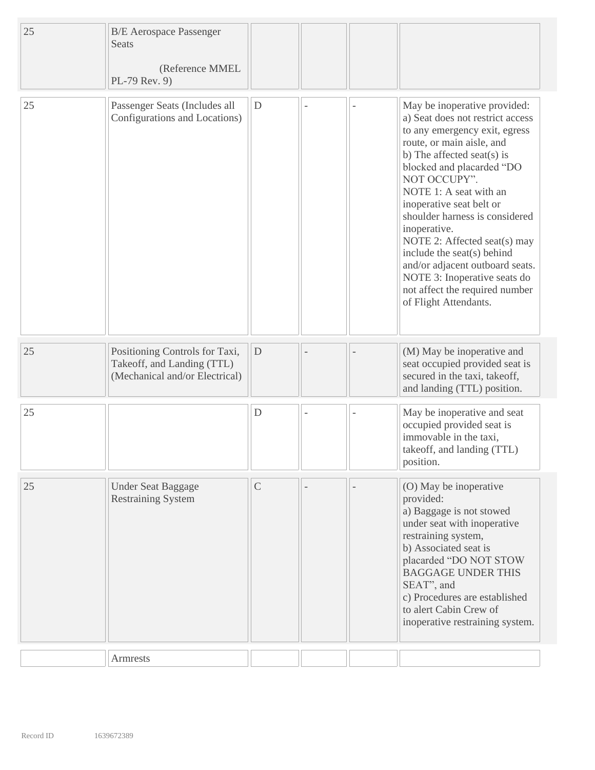| | | | | | |
|---|---|---|---|---|---|
| 25 | B/E Aerospace Passenger Seats (Reference MMEL PL-79 Rev. 9) | | | | |
| 25 | Passenger Seats (Includes all Configurations and Locations) | D | - | - | May be inoperative provided: a) Seat does not restrict access to any emergency exit, egress route, or main aisle, and b) The affected seat(s) is blocked and placarded "DO NOT OCCUPY". NOTE 1: A seat with an inoperative seat belt or shoulder harness is considered inoperative. NOTE 2: Affected seat(s) may include the seat(s) behind and/or adjacent outboard seats. NOTE 3: Inoperative seats do not affect the required number of Flight Attendants. |
| 25 | Positioning Controls for Taxi, Takeoff, and Landing (TTL) (Mechanical and/or Electrical) | D | - | - | (M) May be inoperative and seat occupied provided seat is secured in the taxi, takeoff, and landing (TTL) position. |
| 25 | | D | - | - | May be inoperative and seat occupied provided seat is immovable in the taxi, takeoff, and landing (TTL) position. |
| 25 | Under Seat Baggage Restraining System | C | - | - | (O) May be inoperative provided: a) Baggage is not stowed under seat with inoperative restraining system, b) Associated seat is placarded "DO NOT STOW BAGGAGE UNDER THIS SEAT", and c) Procedures are established to alert Cabin Crew of inoperative restraining system. |
| | Armrests | | | | |

Record ID 1639672389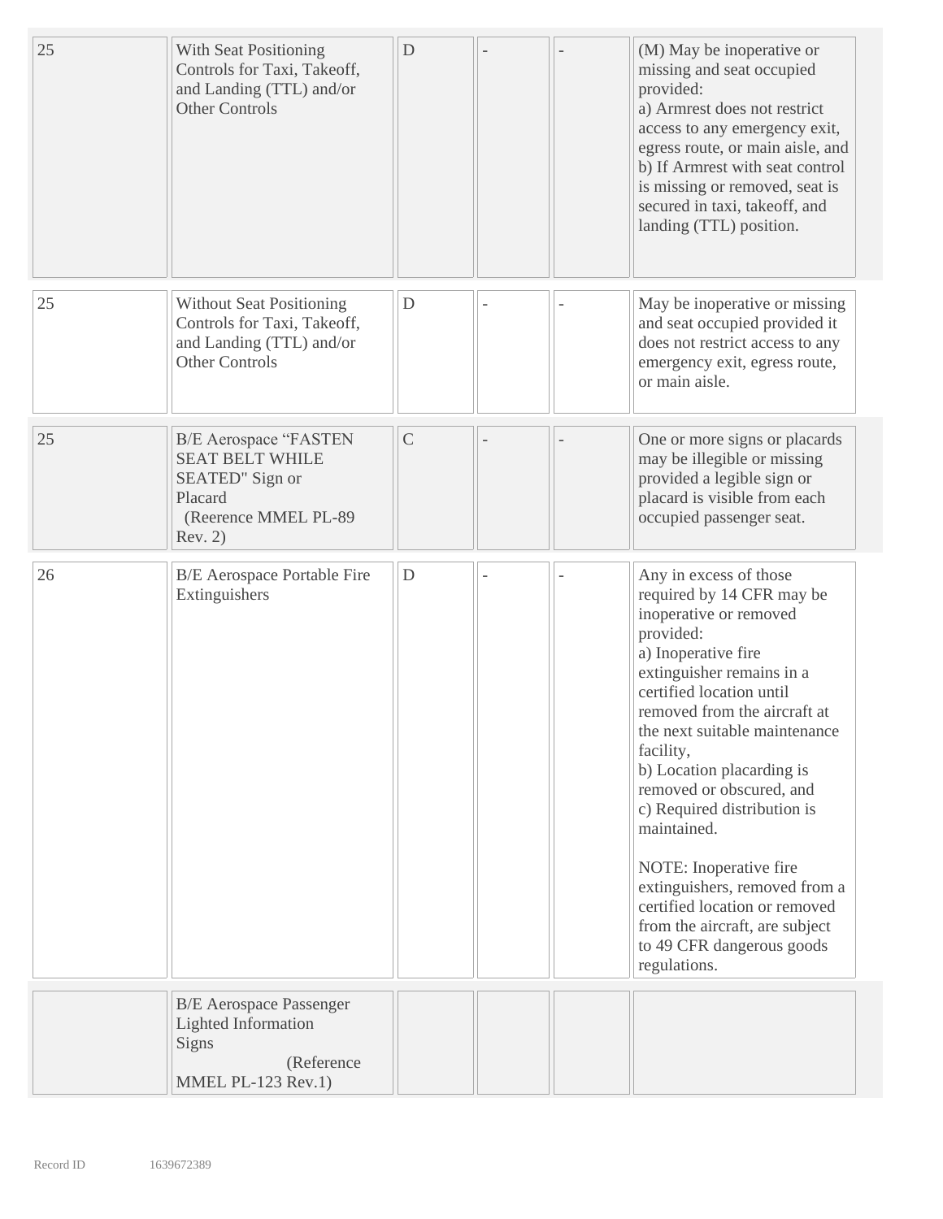| | | | | | |
|---|---|---|---|---|---|
| 25 | With Seat Positioning Controls for Taxi, Takeoff, and Landing (TTL) and/or Other Controls | D | - | - | (M) May be inoperative or missing and seat occupied provided:<br>a) Armrest does not restrict access to any emergency exit, egress route, or main aisle, and<br>b) If Armrest with seat control is missing or removed, seat is secured in taxi, takeoff, and landing (TTL) position. |
| 25 | Without Seat Positioning Controls for Taxi, Takeoff, and Landing (TTL) and/or Other Controls | D | - | - | May be inoperative or missing and seat occupied provided it does not restrict access to any emergency exit, egress route, or main aisle. |
| 25 | B/E Aerospace "FASTEN SEAT BELT WHILE SEATED" Sign or Placard (Reerence MMEL PL-89 Rev. 2) | C | - | - | One or more signs or placards may be illegible or missing provided a legible sign or placard is visible from each occupied passenger seat. |
| 26 | B/E Aerospace Portable Fire Extinguishers | D | - | - | Any in excess of those required by 14 CFR may be inoperative or removed provided:<br>a) Inoperative fire extinguisher remains in a certified location until removed from the aircraft at the next suitable maintenance facility,<br>b) Location placarding is removed or obscured, and<br>c) Required distribution is maintained.<br><br>NOTE: Inoperative fire extinguishers, removed from a certified location or removed from the aircraft, are subject to 49 CFR dangerous goods regulations. |
| | B/E Aerospace Passenger Lighted Information Signs (Reference MMEL PL-123 Rev.1) | | | | |

Record ID 1639672389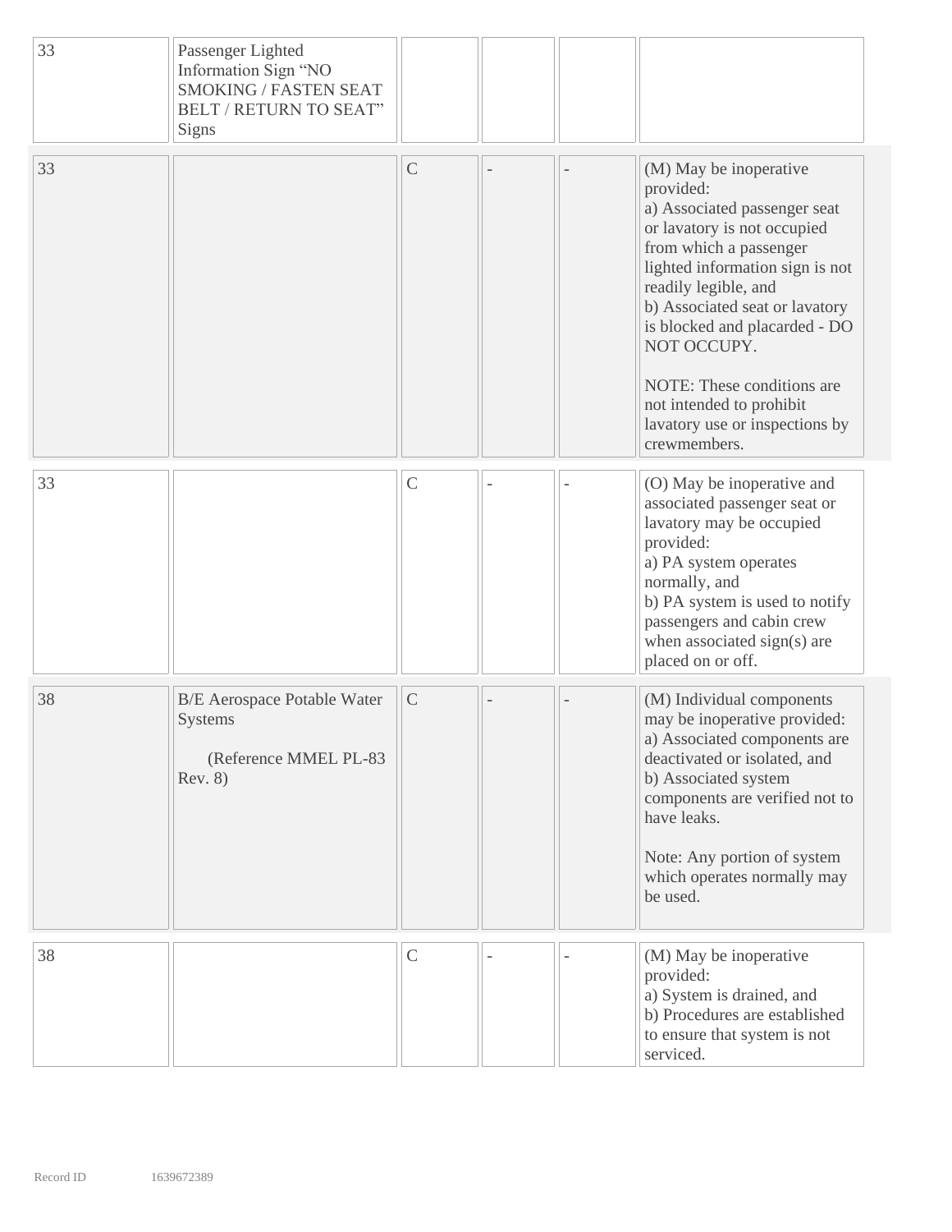| | | | | | |
|---|---|---|---|---|---|
| 33 | Passenger Lighted Information Sign "NO SMOKING / FASTEN SEAT BELT / RETURN TO SEAT" Signs | | | | |
| 33 | | C | - | - | (M) May be inoperative provided:<br>a) Associated passenger seat or lavatory is not occupied from which a passenger lighted information sign is not readily legible, and<br>b) Associated seat or lavatory is blocked and placarded - DO NOT OCCUPY.<br><br>NOTE: These conditions are not intended to prohibit lavatory use or inspections by crewmembers. |
| 33 | | C | - | - | (O) May be inoperative and associated passenger seat or lavatory may be occupied provided:<br>a) PA system operates normally, and<br>b) PA system is used to notify passengers and cabin crew when associated sign(s) are placed on or off. |
| 38 | B/E Aerospace Potable Water Systems<br><br>(Reference MMEL PL-83 Rev. 8) | C | - | - | (M) Individual components may be inoperative provided:<br>a) Associated components are deactivated or isolated, and<br>b) Associated system components are verified not to have leaks.<br><br>Note: Any portion of system which operates normally may be used. |
| 38 | | C | - | - | (M) May be inoperative provided:<br>a) System is drained, and<br>b) Procedures are established to ensure that system is not serviced. |

Record ID 1639672389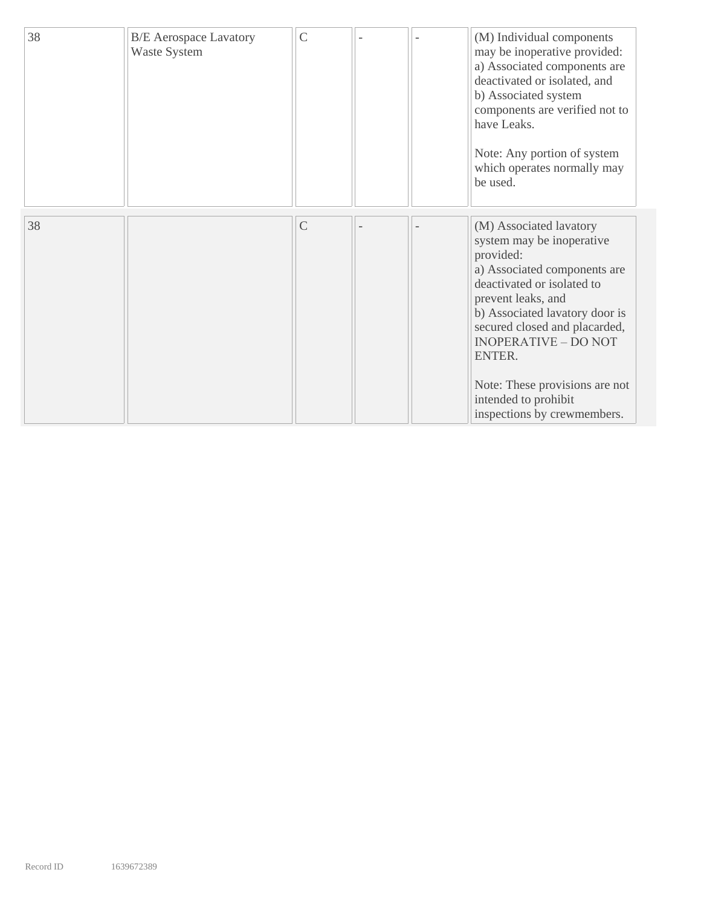| | | | | | |
|---|---|---|---|---|---|
| 38 | B/E Aerospace Lavatory Waste System | C | - | - | (M) Individual components may be inoperative provided:<br>a) Associated components are deactivated or isolated, and<br>b) Associated system components are verified not to have Leaks.<br><br>Note: Any portion of system which operates normally may be used. |
| 38 | | C | - | - | (M) Associated lavatory system may be inoperative provided:<br>a) Associated components are deactivated or isolated to prevent leaks, and<br>b) Associated lavatory door is secured closed and placarded, INOPERATIVE – DO NOT ENTER.<br><br>Note: These provisions are not intended to prohibit inspections by crewmembers. |

Record ID 1639672389